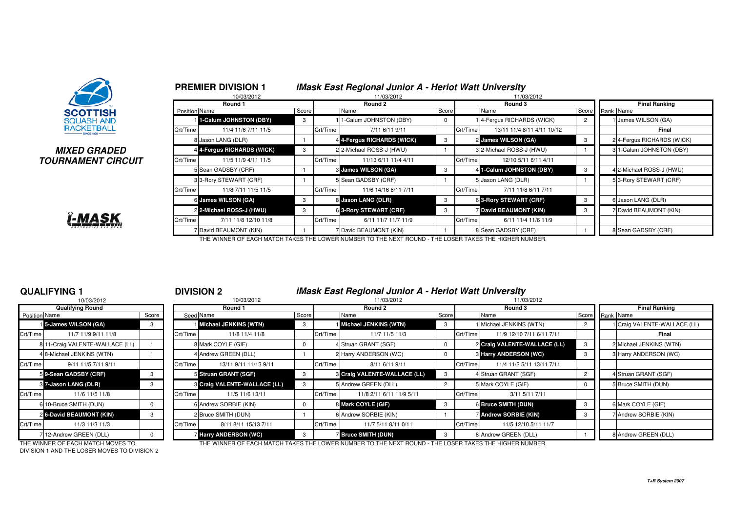SCOTTISH SQUASH AND RACKETBALL

***MIXED GRADED TOURNAMENT CIRCUIT***

i-MASK PROTECTIVE EYE WEAR

## PREMIER DIVISION 1

### *iMask East Regional Junior A - Heriot Watt University*

| Round 1 (10/03/2012) | | | Round 2 (11/03/2012) | | | Round 3 (11/03/2012) | | | Final Ranking | |
|---|---|---|---|---|---|---|---|---|---|---|
| Position | Name | Score | | Name | Score | | Name | Score | Rank | Name |
| 1 | **1-Calum JOHNSTON (DBY)** | 3 | 1 | 1-Calum JOHNSTON (DBY) | 0 | 1 | 4-Fergus RICHARDS (WICK) | 2 | 1 | James WILSON (GA) |
| Crt/Time | 11/4 11/6 7/11 11/5 | | Crt/Time | 7/11 6/11 9/11 | | Crt/Time | 13/11 11/4 8/11 4/11 10/12 | | | **Final** |
| 8 | Jason LANG (DLR) | 1 | 4 | **4-Fergus RICHARDS (WICK)** | 3 | 2 | **James WILSON (GA)** | 3 | 2 | 4-Fergus RICHARDS (WICK) |
| 4 | **4-Fergus RICHARDS (WICK)** | 3 | 2 | 2-Michael ROSS-J (HWU) | 1 | 3 | 2-Michael ROSS-J (HWU) | 1 | 3 | 1-Calum JOHNSTON (DBY) |
| Crt/Time | 11/5 11/9 4/11 11/5 | | Crt/Time | 11/13 6/11 11/4 4/11 | | Crt/Time | 12/10 5/11 6/11 4/11 | | | |
| 5 | Sean GADSBY (CRF) | 1 | 3 | **James WILSON (GA)** | 3 | 4 | **1-Calum JOHNSTON (DBY)** | 3 | 4 | 2-Michael ROSS-J (HWU) |
| 3 | 3-Rory STEWART (CRF) | 1 | 5 | Sean GADSBY (CRF) | 1 | 5 | Jason LANG (DLR) | 1 | 5 | 3-Rory STEWART (CRF) |
| Crt/Time | 11/8 7/11 11/5 11/5 | | Crt/Time | 11/6 14/16 8/11 7/11 | | Crt/Time | 7/11 11/8 6/11 7/11 | | | |
| 6 | **James WILSON (GA)** | 3 | 8 | **Jason LANG (DLR)** | 3 | 6 | **3-Rory STEWART (CRF)** | 3 | 6 | Jason LANG (DLR) |
| 2 | **2-Michael ROSS-J (HWU)** | 3 | 6 | **3-Rory STEWART (CRF)** | 3 | 7 | **David BEAUMONT (KIN)** | 3 | 7 | David BEAUMONT (KIN) |
| Crt/Time | 7/11 11/8 12/10 11/8 | | Crt/Time | 6/11 11/7 11/7 11/9 | | Crt/Time | 6/11 11/4 11/6 11/9 | | | |
| 7 | David BEAUMONT (KIN) | 1 | 7 | David BEAUMONT (KIN) | 1 | 8 | Sean GADSBY (CRF) | 1 | 8 | Sean GADSBY (CRF) |

THE WINNER OF EACH MATCH TAKES THE LOWER NUMBER TO THE NEXT ROUND - THE LOSER TAKES THE HIGHER NUMBER.

## QUALIFYING 1

10/03/2012

| Qualifying Round | | |
|---|---|---|
| Position | Name | Score |
| 1 | **5-James WILSON (GA)** | 3 |
| Crt/Time | 11/7 11/9 9/11 11/8 | |
| 8 | 11-Craig VALENTE-WALLACE (LL) | 1 |
| 4 | 8-Michael JENKINS (WTN) | 1 |
| Crt/Time | 9/11 11/5 7/11 9/11 | |
| 5 | **9-Sean GADSBY (CRF)** | 3 |
| 3 | **7-Jason LANG (DLR)** | 3 |
| Crt/Time | 11/6 11/5 11/8 | |
| 6 | 10-Bruce SMITH (DUN) | 0 |
| 2 | **6-David BEAUMONT (KIN)** | 3 |
| Crt/Time | 11/3 11/3 11/3 | |
| 7 | 12-Andrew GREEN (DLL) | 0 |

THE WINNER OF EACH MATCH MOVES TO DIVISION 1 AND THE LOSER MOVES TO DIVISION 2

## DIVISION 2

### *iMask East Regional Junior A - Heriot Watt University*

| Round 1 (10/03/2012) | | | Round 2 (11/03/2012) | | | Round 3 (11/03/2012) | | | Final Ranking | |
|---|---|---|---|---|---|---|---|---|---|---|
| Seed | Name | Score | | Name | Score | | Name | Score | Rank | Name |
| 1 | **Michael JENKINS (WTN)** | 3 | 1 | **Michael JENKINS (WTN)** | 3 | 1 | Michael JENKINS (WTN) | 2 | 1 | Craig VALENTE-WALLACE (LL) |
| Crt/Time | 11/8 11/4 11/8 | | Crt/Time | 11/7 11/5 11/3 | | Crt/Time | 11/9 12/10 7/11 6/11 7/11 | | | **Final** |
| 8 | Mark COYLE (GIF) | 0 | 4 | Struan GRANT (SGF) | 0 | 2 | **Craig VALENTE-WALLACE (LL)** | 3 | 2 | Michael JENKINS (WTN) |
| 4 | Andrew GREEN (DLL) | 1 | 2 | Harry ANDERSON (WC) | 0 | 3 | **Harry ANDERSON (WC)** | 3 | 3 | Harry ANDERSON (WC) |
| Crt/Time | 13/11 9/11 11/13 9/11 | | Crt/Time | 8/11 6/11 9/11 | | Crt/Time | 11/4 11/2 5/11 13/11 7/11 | | | |
| 5 | **Struan GRANT (SGF)** | 3 | 3 | **Craig VALENTE-WALLACE (LL)** | 3 | 4 | Struan GRANT (SGF) | 2 | 4 | Struan GRANT (SGF) |
| 3 | **Craig VALENTE-WALLACE (LL)** | 3 | 5 | Andrew GREEN (DLL) | 2 | 5 | Mark COYLE (GIF) | 0 | 5 | Bruce SMITH (DUN) |
| Crt/Time | 11/5 11/6 13/11 | | Crt/Time | 11/8 2/11 6/11 11/9 5/11 | | Crt/Time | 3/11 5/11 7/11 | | | |
| 6 | Andrew SORBIE (KIN) | 0 | 8 | **Mark COYLE (GIF)** | 3 | 6 | **Bruce SMITH (DUN)** | 3 | 6 | Mark COYLE (GIF) |
| 2 | Bruce SMITH (DUN) | 1 | 6 | Andrew SORBIE (KIN) | 1 | 7 | **Andrew SORBIE (KIN)** | 3 | 7 | Andrew SORBIE (KIN) |
| Crt/Time | 8/11 8/11 15/13 7/11 | | Crt/Time | 11/7 5/11 8/11 0/11 | | Crt/Time | 11/5 12/10 5/11 11/7 | | | |
| 7 | **Harry ANDERSON (WC)** | 3 | 7 | **Bruce SMITH (DUN)** | 3 | 8 | Andrew GREEN (DLL) | 1 | 8 | Andrew GREEN (DLL) |

THE WINNER OF EACH MATCH TAKES THE LOWER NUMBER TO THE NEXT ROUND - THE LOSER TAKES THE HIGHER NUMBER.

*T+R System 2007*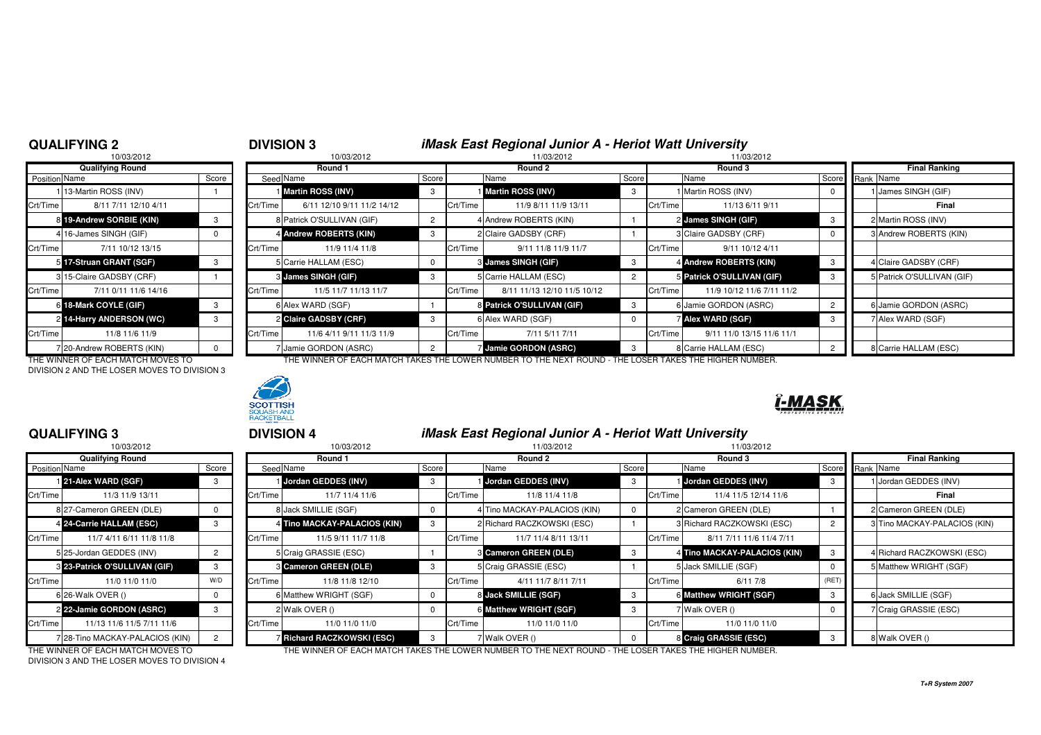## QUALIFYING 2

10/03/2012

| Position | Name | Score |
|---|---|---|
| | **Qualifying Round** | |
| 1 | 13-Martin ROSS (INV) | 1 |
| Crt/Time | 8/11 7/11 12/10 4/11 | |
| 8 | **19-Andrew SORBIE (KIN)** | 3 |
| 4 | 16-James SINGH (GIF) | 0 |
| Crt/Time | 7/11 10/12 13/15 | |
| 5 | **17-Struan GRANT (SGF)** | 3 |
| 3 | 15-Claire GADSBY (CRF) | 1 |
| Crt/Time | 7/11 0/11 11/6 14/16 | |
| 6 | **18-Mark COYLE (GIF)** | 3 |
| 2 | **14-Harry ANDERSON (WC)** | 3 |
| Crt/Time | 11/8 11/6 11/9 | |
| 7 | 20-Andrew ROBERTS (KIN) | 0 |

THE WINNER OF EACH MATCH MOVES TO DIVISION 2 AND THE LOSER MOVES TO DIVISION 3

## DIVISION 3

### iMask East Regional Junior A - Heriot Watt University

| Seed | Round 1 (10/03/2012) | Score | | Round 2 (11/03/2012) | Score | | Round 3 (11/03/2012) | Score |
|---|---|---|---|---|---|---|---|---|
| 1 | **Martin ROSS (INV)** | 3 | 1 | **Martin ROSS (INV)** | 3 | 1 | Martin ROSS (INV) | 0 |
| Crt/Time | 6/11 12/10 9/11 11/2 14/12 | | Crt/Time | 11/9 8/11 11/9 13/11 | | Crt/Time | 11/13 6/11 9/11 | |
| 8 | Patrick O'SULLIVAN (GIF) | 2 | 4 | Andrew ROBERTS (KIN) | 1 | 2 | **James SINGH (GIF)** | 3 |
| 4 | **Andrew ROBERTS (KIN)** | 3 | 2 | Claire GADSBY (CRF) | 1 | 3 | Claire GADSBY (CRF) | 0 |
| Crt/Time | 11/9 11/4 11/8 | | Crt/Time | 9/11 11/8 11/9 11/7 | | Crt/Time | 9/11 10/12 4/11 | |
| 5 | Carrie HALLAM (ESC) | 0 | 3 | **James SINGH (GIF)** | 3 | 4 | **Andrew ROBERTS (KIN)** | 3 |
| 3 | **James SINGH (GIF)** | 3 | 5 | Carrie HALLAM (ESC) | 2 | 5 | **Patrick O'SULLIVAN (GIF)** | 3 |
| Crt/Time | 11/5 11/7 11/13 11/7 | | Crt/Time | 8/11 11/13 12/10 11/5 10/12 | | Crt/Time | 11/9 10/12 11/6 7/11 11/2 | |
| 6 | Alex WARD (SGF) | 1 | 8 | **Patrick O'SULLIVAN (GIF)** | 3 | 6 | Jamie GORDON (ASRC) | 2 |
| 2 | **Claire GADSBY (CRF)** | 3 | 6 | Alex WARD (SGF) | 0 | 7 | **Alex WARD (SGF)** | 3 |
| Crt/Time | 11/6 4/11 9/11 11/3 11/9 | | Crt/Time | 7/11 5/11 7/11 | | Crt/Time | 9/11 11/0 13/15 11/6 11/1 | |
| 7 | Jamie GORDON (ASRC) | 2 | 7 | **Jamie GORDON (ASRC)** | 3 | 8 | Carrie HALLAM (ESC) | 2 |

THE WINNER OF EACH MATCH TAKES THE LOWER NUMBER TO THE NEXT ROUND - THE LOSER TAKES THE HIGHER NUMBER.

**Final Ranking**

| Rank | Name |
|---|---|
| 1 | James SINGH (GIF) |
| | **Final** |
| 2 | Martin ROSS (INV) |
| 3 | Andrew ROBERTS (KIN) |
| 4 | Claire GADSBY (CRF) |
| 5 | Patrick O'SULLIVAN (GIF) |
| 6 | Jamie GORDON (ASRC) |
| 7 | Alex WARD (SGF) |
| 8 | Carrie HALLAM (ESC) |

## QUALIFYING 3

10/03/2012

| Position | Name | Score |
|---|---|---|
| | **Qualifying Round** | |
| 1 | **21-Alex WARD (SGF)** | 3 |
| Crt/Time | 11/3 11/9 13/11 | |
| 8 | 27-Cameron GREEN (DLE) | 0 |
| 4 | **24-Carrie HALLAM (ESC)** | 3 |
| Crt/Time | 11/7 4/11 6/11 11/8 11/8 | |
| 5 | 25-Jordan GEDDES (INV) | 2 |
| 3 | **23-Patrick O'SULLIVAN (GIF)** | 3 |
| Crt/Time | 11/0 11/0 11/0 | W/D |
| 6 | 26-Walk OVER () | 0 |
| 2 | **22-Jamie GORDON (ASRC)** | 3 |
| Crt/Time | 11/13 11/6 11/5 7/11 11/6 | |
| 7 | 28-Tino MACKAY-PALACIOS (KIN) | 2 |

THE WINNER OF EACH MATCH MOVES TO DIVISION 3 AND THE LOSER MOVES TO DIVISION 4

## DIVISION 4

### iMask East Regional Junior A - Heriot Watt University

| Seed | Round 1 (10/03/2012) | Score | | Round 2 (11/03/2012) | Score | | Round 3 (11/03/2012) | Score |
|---|---|---|---|---|---|---|---|---|
| 1 | **Jordan GEDDES (INV)** | 3 | 1 | **Jordan GEDDES (INV)** | 3 | 1 | **Jordan GEDDES (INV)** | 3 |
| Crt/Time | 11/7 11/4 11/6 | | Crt/Time | 11/8 11/4 11/8 | | Crt/Time | 11/4 11/5 12/14 11/6 | |
| 8 | Jack SMILLIE (SGF) | 0 | 4 | Tino MACKAY-PALACIOS (KIN) | 0 | 2 | Cameron GREEN (DLE) | 1 |
| 4 | **Tino MACKAY-PALACIOS (KIN)** | 3 | 2 | Richard RACZKOWSKI (ESC) | 1 | 3 | Richard RACZKOWSKI (ESC) | 2 |
| Crt/Time | 11/5 9/11 11/7 11/8 | | Crt/Time | 11/7 11/4 8/11 13/11 | | Crt/Time | 8/11 7/11 11/6 11/4 7/11 | |
| 5 | Craig GRASSIE (ESC) | 1 | 3 | **Cameron GREEN (DLE)** | 3 | 4 | **Tino MACKAY-PALACIOS (KIN)** | 3 |
| 3 | **Cameron GREEN (DLE)** | 3 | 5 | Craig GRASSIE (ESC) | 1 | 5 | Jack SMILLIE (SGF) | 0 |
| Crt/Time | 11/8 11/8 12/10 | | Crt/Time | 4/11 11/7 8/11 7/11 | | Crt/Time | 6/11 7/8 | (RET) |
| 6 | Matthew WRIGHT (SGF) | 0 | 8 | **Jack SMILLIE (SGF)** | 3 | 6 | **Matthew WRIGHT (SGF)** | 3 |
| 2 | Walk OVER () | 0 | 6 | **Matthew WRIGHT (SGF)** | 3 | 7 | Walk OVER () | 0 |
| Crt/Time | 11/0 11/0 11/0 | | Crt/Time | 11/0 11/0 11/0 | | Crt/Time | 11/0 11/0 11/0 | |
| 7 | **Richard RACZKOWSKI (ESC)** | 3 | 7 | Walk OVER () | 0 | 8 | **Craig GRASSIE (ESC)** | 3 |

THE WINNER OF EACH MATCH TAKES THE LOWER NUMBER TO THE NEXT ROUND - THE LOSER TAKES THE HIGHER NUMBER.

**Final Ranking**

| Rank | Name |
|---|---|
| 1 | Jordan GEDDES (INV) |
| | **Final** |
| 2 | Cameron GREEN (DLE) |
| 3 | Tino MACKAY-PALACIOS (KIN) |
| 4 | Richard RACZKOWSKI (ESC) |
| 5 | Matthew WRIGHT (SGF) |
| 6 | Jack SMILLIE (SGF) |
| 7 | Craig GRASSIE (ESC) |
| 8 | Walk OVER () |

T+R System 2007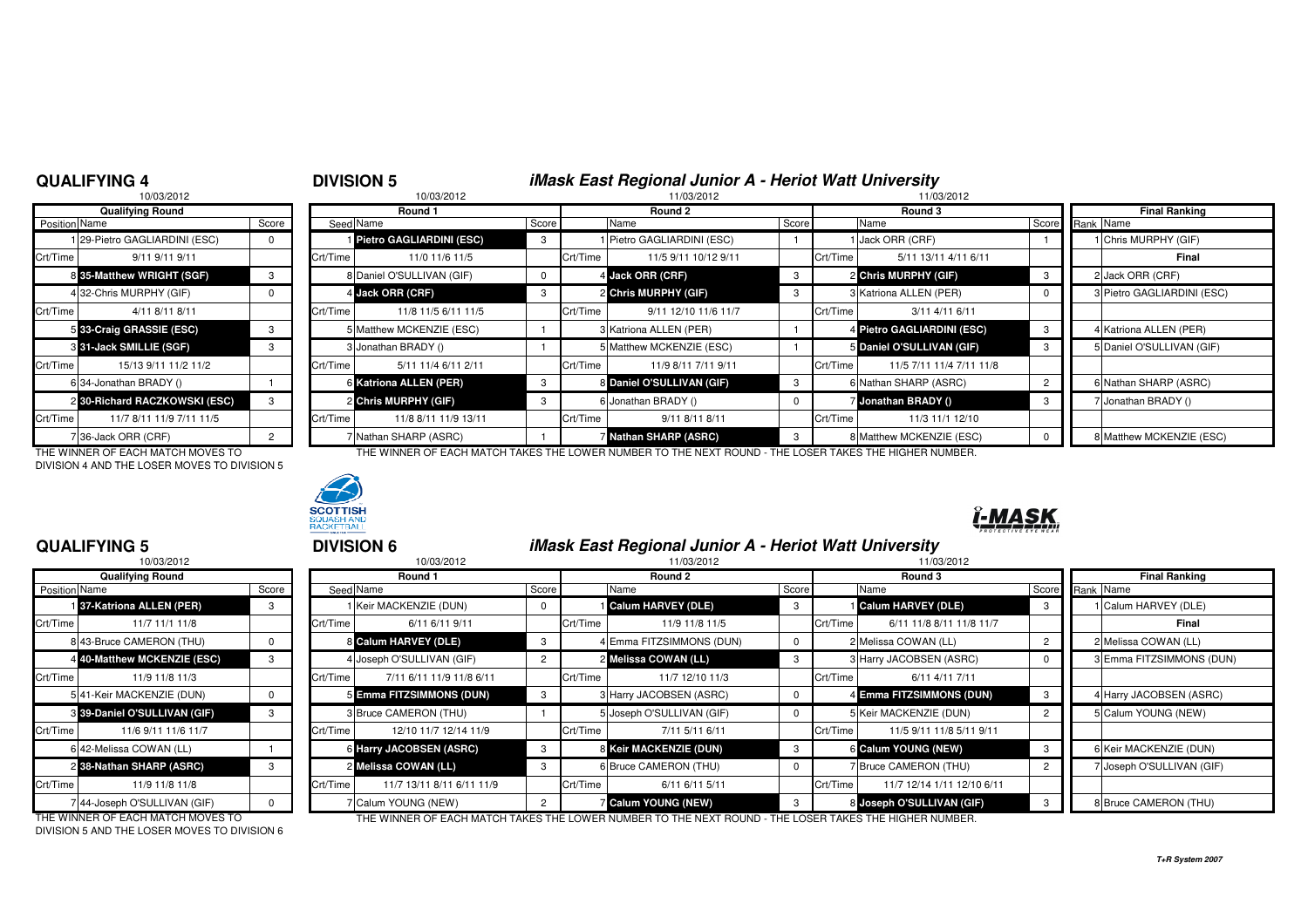## QUALIFYING 4

10/03/2012

| Position | Name | Score |
|---|---|---|
| 1 | 29-Pietro GAGLIARDINI (ESC) | 0 |
| Crt/Time | 9/11 9/11 9/11 | |
| 8 | **35-Matthew WRIGHT (SGF)** | 3 |
| 4 | 32-Chris MURPHY (GIF) | 0 |
| Crt/Time | 4/11 8/11 8/11 | |
| 5 | **33-Craig GRASSIE (ESC)** | 3 |
| 3 | **31-Jack SMILLIE (SGF)** | 3 |
| Crt/Time | 15/13 9/11 11/2 11/2 | |
| 6 | 34-Jonathan BRADY () | 1 |
| 2 | **30-Richard RACZKOWSKI (ESC)** | 3 |
| Crt/Time | 11/7 8/11 11/9 7/11 11/5 | |
| 7 | 36-Jack ORR (CRF) | 2 |

THE WINNER OF EACH MATCH MOVES TO DIVISION 4 AND THE LOSER MOVES TO DIVISION 5

## DIVISION 5

### iMask East Regional Junior A - Heriot Watt University

| Seed | Round 1 (10/03/2012) | Score | Seed | Round 2 (11/03/2012) | Score | Seed | Round 3 (11/03/2012) | Score | Rank | Final Ranking |
|---|---|---|---|---|---|---|---|---|---|---|
| 1 | **Pietro GAGLIARDINI (ESC)** | 3 | 1 | Pietro GAGLIARDINI (ESC) | 1 | 1 | Jack ORR (CRF) | 1 | 1 | Chris MURPHY (GIF) |
| Crt/Time | 11/0 11/6 11/5 | | Crt/Time | 11/5 9/11 10/12 9/11 | | Crt/Time | 5/11 13/11 4/11 6/11 | | | **Final** |
| 8 | Daniel O'SULLIVAN (GIF) | 0 | 4 | **Jack ORR (CRF)** | 3 | 2 | **Chris MURPHY (GIF)** | 3 | 2 | Jack ORR (CRF) |
| 4 | **Jack ORR (CRF)** | 3 | 2 | **Chris MURPHY (GIF)** | 3 | 3 | Katriona ALLEN (PER) | 0 | 3 | Pietro GAGLIARDINI (ESC) |
| Crt/Time | 11/8 11/5 6/11 11/5 | | Crt/Time | 9/11 12/10 11/6 11/7 | | Crt/Time | 3/11 4/11 6/11 | | | |
| 5 | Matthew MCKENZIE (ESC) | 1 | 3 | Katriona ALLEN (PER) | 1 | 4 | **Pietro GAGLIARDINI (ESC)** | 3 | 4 | Katriona ALLEN (PER) |
| 3 | Jonathan BRADY () | 1 | 5 | Matthew MCKENZIE (ESC) | 1 | 5 | **Daniel O'SULLIVAN (GIF)** | 3 | 5 | Daniel O'SULLIVAN (GIF) |
| Crt/Time | 5/11 11/4 6/11 2/11 | | Crt/Time | 11/9 8/11 7/11 9/11 | | Crt/Time | 11/5 7/11 11/4 7/11 11/8 | | | |
| 6 | **Katriona ALLEN (PER)** | 3 | 8 | **Daniel O'SULLIVAN (GIF)** | 3 | 6 | Nathan SHARP (ASRC) | 2 | 6 | Nathan SHARP (ASRC) |
| 2 | **Chris MURPHY (GIF)** | 3 | 6 | Jonathan BRADY () | 0 | 7 | **Jonathan BRADY ()** | 3 | 7 | Jonathan BRADY () |
| Crt/Time | 11/8 8/11 11/9 13/11 | | Crt/Time | 9/11 8/11 8/11 | | Crt/Time | 11/3 11/1 12/10 | | | |
| 7 | Nathan SHARP (ASRC) | 1 | 7 | **Nathan SHARP (ASRC)** | 3 | 8 | Matthew MCKENZIE (ESC) | 0 | 8 | Matthew MCKENZIE (ESC) |

THE WINNER OF EACH MATCH TAKES THE LOWER NUMBER TO THE NEXT ROUND - THE LOSER TAKES THE HIGHER NUMBER.

## QUALIFYING 5

10/03/2012

| Position | Name | Score |
|---|---|---|
| 1 | **37-Katriona ALLEN (PER)** | 3 |
| Crt/Time | 11/7 11/1 11/8 | |
| 8 | 43-Bruce CAMERON (THU) | 0 |
| 4 | **40-Matthew MCKENZIE (ESC)** | 3 |
| Crt/Time | 11/9 11/8 11/3 | |
| 5 | 41-Keir MACKENZIE (DUN) | 0 |
| 3 | **39-Daniel O'SULLIVAN (GIF)** | 3 |
| Crt/Time | 11/6 9/11 11/6 11/7 | |
| 6 | 42-Melissa COWAN (LL) | 1 |
| 2 | **38-Nathan SHARP (ASRC)** | 3 |
| Crt/Time | 11/9 11/8 11/8 | |
| 7 | 44-Joseph O'SULLIVAN (GIF) | 0 |

THE WINNER OF EACH MATCH MOVES TO DIVISION 5 AND THE LOSER MOVES TO DIVISION 6

## DIVISION 6

### iMask East Regional Junior A - Heriot Watt University

| Seed | Round 1 (10/03/2012) | Score | Seed | Round 2 (11/03/2012) | Score | Seed | Round 3 (11/03/2012) | Score | Rank | Final Ranking |
|---|---|---|---|---|---|---|---|---|---|---|
| 1 | Keir MACKENZIE (DUN) | 0 | 1 | **Calum HARVEY (DLE)** | 3 | 1 | **Calum HARVEY (DLE)** | 3 | 1 | Calum HARVEY (DLE) |
| Crt/Time | 6/11 6/11 9/11 | | Crt/Time | 11/9 11/8 11/5 | | Crt/Time | 6/11 11/8 8/11 11/8 11/7 | | | **Final** |
| 8 | **Calum HARVEY (DLE)** | 3 | 4 | Emma FITZSIMMONS (DUN) | 0 | 2 | Melissa COWAN (LL) | 2 | 2 | Melissa COWAN (LL) |
| 4 | Joseph O'SULLIVAN (GIF) | 2 | 2 | **Melissa COWAN (LL)** | 3 | 3 | Harry JACOBSEN (ASRC) | 0 | 3 | Emma FITZSIMMONS (DUN) |
| Crt/Time | 7/11 6/11 11/9 11/8 6/11 | | Crt/Time | 11/7 12/10 11/3 | | Crt/Time | 6/11 4/11 7/11 | | | |
| 5 | **Emma FITZSIMMONS (DUN)** | 3 | 3 | Harry JACOBSEN (ASRC) | 0 | 4 | **Emma FITZSIMMONS (DUN)** | 3 | 4 | Harry JACOBSEN (ASRC) |
| 3 | Bruce CAMERON (THU) | 1 | 5 | Joseph O'SULLIVAN (GIF) | 0 | 5 | Keir MACKENZIE (DUN) | 2 | 5 | Calum YOUNG (NEW) |
| Crt/Time | 12/10 11/7 12/14 11/9 | | Crt/Time | 7/11 5/11 6/11 | | Crt/Time | 11/5 9/11 11/8 5/11 9/11 | | | |
| 6 | **Harry JACOBSEN (ASRC)** | 3 | 8 | **Keir MACKENZIE (DUN)** | 3 | 6 | **Calum YOUNG (NEW)** | 3 | 6 | Keir MACKENZIE (DUN) |
| 2 | **Melissa COWAN (LL)** | 3 | 6 | Bruce CAMERON (THU) | 0 | 7 | Bruce CAMERON (THU) | 2 | 7 | Joseph O'SULLIVAN (GIF) |
| Crt/Time | 11/7 13/11 8/11 6/11 11/9 | | Crt/Time | 6/11 6/11 5/11 | | Crt/Time | 11/7 12/14 1/11 12/10 6/11 | | | |
| 7 | Calum YOUNG (NEW) | 2 | 7 | **Calum YOUNG (NEW)** | 3 | 8 | **Joseph O'SULLIVAN (GIF)** | 3 | 8 | Bruce CAMERON (THU) |

THE WINNER OF EACH MATCH TAKES THE LOWER NUMBER TO THE NEXT ROUND - THE LOSER TAKES THE HIGHER NUMBER.

T+R System 2007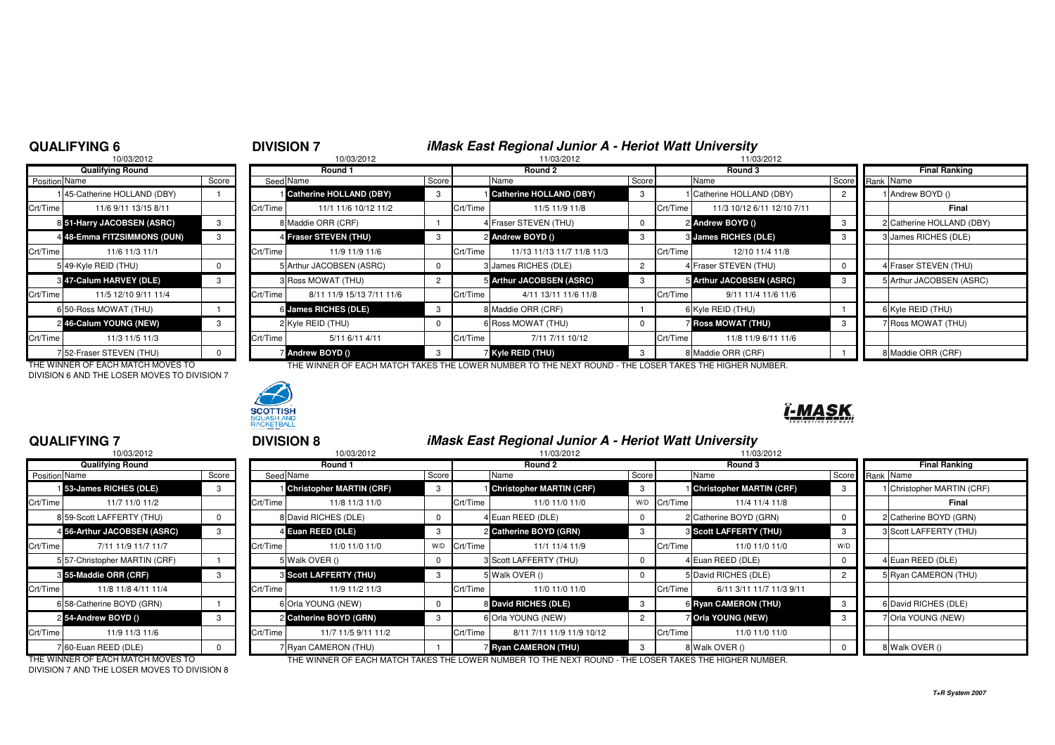## QUALIFYING 6

10/03/2012

| Position | Name | Score |
|---|---|---|
| | **Qualifying Round** | |
| 1 | 45-Catherine HOLLAND (DBY) | 1 |
| Crt/Time | 11/6 9/11 13/15 8/11 | |
| 8 | **51-Harry JACOBSEN (ASRC)** | 3 |
| 4 | **48-Emma FITZSIMMONS (DUN)** | 3 |
| Crt/Time | 11/6 11/3 11/1 | |
| 5 | 49-Kyle REID (THU) | 0 |
| 3 | **47-Calum HARVEY (DLE)** | 3 |
| Crt/Time | 11/5 12/10 9/11 11/4 | |
| 6 | 50-Ross MOWAT (THU) | 1 |
| 2 | **46-Calum YOUNG (NEW)** | 3 |
| Crt/Time | 11/3 11/5 11/3 | |
| 7 | 52-Fraser STEVEN (THU) | 0 |

THE WINNER OF EACH MATCH MOVES TO DIVISION 6 AND THE LOSER MOVES TO DIVISION 7

## DIVISION 7

### iMask East Regional Junior A - Heriot Watt University

| Seed | Round 1 (10/03/2012) | Score | | Round 2 (11/03/2012) | Score | | Round 3 (11/03/2012) | Score |
|---|---|---|---|---|---|---|---|---|
| 1 | **Catherine HOLLAND (DBY)** | 3 | 1 | **Catherine HOLLAND (DBY)** | 3 | 1 | Catherine HOLLAND (DBY) | 2 |
| Crt/Time | 11/1 11/6 10/12 11/2 | | Crt/Time | 11/5 11/9 11/8 | | Crt/Time | 11/3 10/12 6/11 12/10 7/11 | |
| 8 | Maddie ORR (CRF) | 1 | 4 | Fraser STEVEN (THU) | 0 | 2 | **Andrew BOYD ()** | 3 |
| 4 | **Fraser STEVEN (THU)** | 3 | 2 | **Andrew BOYD ()** | 3 | 3 | **James RICHES (DLE)** | 3 |
| Crt/Time | 11/9 11/9 11/6 | | Crt/Time | 11/13 11/13 11/7 11/8 11/3 | | Crt/Time | 12/10 11/4 11/8 | |
| 5 | Arthur JACOBSEN (ASRC) | 0 | 3 | James RICHES (DLE) | 2 | 4 | Fraser STEVEN (THU) | 0 |
| 3 | Ross MOWAT (THU) | 2 | 5 | **Arthur JACOBSEN (ASRC)** | 3 | 5 | **Arthur JACOBSEN (ASRC)** | 3 |
| Crt/Time | 8/11 11/9 15/13 7/11 11/6 | | Crt/Time | 4/11 13/11 11/6 11/8 | | Crt/Time | 9/11 11/4 11/6 11/6 | |
| 6 | **James RICHES (DLE)** | 3 | 8 | Maddie ORR (CRF) | 1 | 6 | Kyle REID (THU) | 1 |
| 2 | Kyle REID (THU) | 0 | 6 | Ross MOWAT (THU) | 0 | 7 | **Ross MOWAT (THU)** | 3 |
| Crt/Time | 5/11 6/11 4/11 | | Crt/Time | 7/11 7/11 10/12 | | Crt/Time | 11/8 11/9 6/11 11/6 | |
| 7 | **Andrew BOYD ()** | 3 | 7 | **Kyle REID (THU)** | 3 | 8 | Maddie ORR (CRF) | 1 |

THE WINNER OF EACH MATCH TAKES THE LOWER NUMBER TO THE NEXT ROUND - THE LOSER TAKES THE HIGHER NUMBER.

**Final Ranking**

| Rank | Name |
|---|---|
| 1 | Andrew BOYD () |
| | **Final** |
| 2 | Catherine HOLLAND (DBY) |
| 3 | James RICHES (DLE) |
| 4 | Fraser STEVEN (THU) |
| 5 | Arthur JACOBSEN (ASRC) |
| 6 | Kyle REID (THU) |
| 7 | Ross MOWAT (THU) |
| 8 | Maddie ORR (CRF) |

## QUALIFYING 7

10/03/2012

| Position | Name | Score |
|---|---|---|
| | **Qualifying Round** | |
| 1 | **53-James RICHES (DLE)** | 3 |
| Crt/Time | 11/7 11/0 11/2 | |
| 8 | 59-Scott LAFFERTY (THU) | 0 |
| 4 | **56-Arthur JACOBSEN (ASRC)** | 3 |
| Crt/Time | 7/11 11/9 11/7 11/7 | |
| 5 | 57-Christopher MARTIN (CRF) | 1 |
| 3 | **55-Maddie ORR (CRF)** | 3 |
| Crt/Time | 11/8 11/8 4/11 11/4 | |
| 6 | 58-Catherine BOYD (GRN) | 1 |
| 2 | **54-Andrew BOYD ()** | 3 |
| Crt/Time | 11/9 11/3 11/6 | |
| 7 | 60-Euan REED (DLE) | 0 |

THE WINNER OF EACH MATCH MOVES TO DIVISION 7 AND THE LOSER MOVES TO DIVISION 8

## DIVISION 8

### iMask East Regional Junior A - Heriot Watt University

| Seed | Round 1 (10/03/2012) | Score | | Round 2 (11/03/2012) | Score | | Round 3 (11/03/2012) | Score |
|---|---|---|---|---|---|---|---|---|
| 1 | **Christopher MARTIN (CRF)** | 3 | 1 | **Christopher MARTIN (CRF)** | 3 | 1 | **Christopher MARTIN (CRF)** | 3 |
| Crt/Time | 11/8 11/3 11/0 | | Crt/Time | 11/0 11/0 11/0 | W/D | Crt/Time | 11/4 11/4 11/8 | |
| 8 | David RICHES (DLE) | 0 | 4 | Euan REED (DLE) | 0 | 2 | Catherine BOYD (GRN) | 0 |
| 4 | **Euan REED (DLE)** | 3 | 2 | **Catherine BOYD (GRN)** | 3 | 3 | **Scott LAFFERTY (THU)** | 3 |
| Crt/Time | 11/0 11/0 11/0 | W/D | Crt/Time | 11/1 11/4 11/9 | | Crt/Time | 11/0 11/0 11/0 | W/D |
| 5 | Walk OVER () | 0 | 3 | Scott LAFFERTY (THU) | 0 | 4 | Euan REED (DLE) | 0 |
| 3 | **Scott LAFFERTY (THU)** | 3 | 5 | Walk OVER () | 0 | 5 | David RICHES (DLE) | 2 |
| Crt/Time | 11/9 11/2 11/3 | | Crt/Time | 11/0 11/0 11/0 | | Crt/Time | 6/11 3/11 11/7 11/3 9/11 | |
| 6 | Orla YOUNG (NEW) | 0 | 8 | **David RICHES (DLE)** | 3 | 6 | **Ryan CAMERON (THU)** | 3 |
| 2 | **Catherine BOYD (GRN)** | 3 | 6 | Orla YOUNG (NEW) | 2 | 7 | **Orla YOUNG (NEW)** | 3 |
| Crt/Time | 11/7 11/5 9/11 11/2 | | Crt/Time | 8/11 7/11 11/9 11/9 10/12 | | Crt/Time | 11/0 11/0 11/0 | |
| 7 | Ryan CAMERON (THU) | 1 | 7 | **Ryan CAMERON (THU)** | 3 | 8 | Walk OVER () | 0 |

THE WINNER OF EACH MATCH TAKES THE LOWER NUMBER TO THE NEXT ROUND - THE LOSER TAKES THE HIGHER NUMBER.

**Final Ranking**

| Rank | Name |
|---|---|
| 1 | Christopher MARTIN (CRF) |
| | **Final** |
| 2 | Catherine BOYD (GRN) |
| 3 | Scott LAFFERTY (THU) |
| 4 | Euan REED (DLE) |
| 5 | Ryan CAMERON (THU) |
| 6 | David RICHES (DLE) |
| 7 | Orla YOUNG (NEW) |
| 8 | Walk OVER () |

T+R System 2007